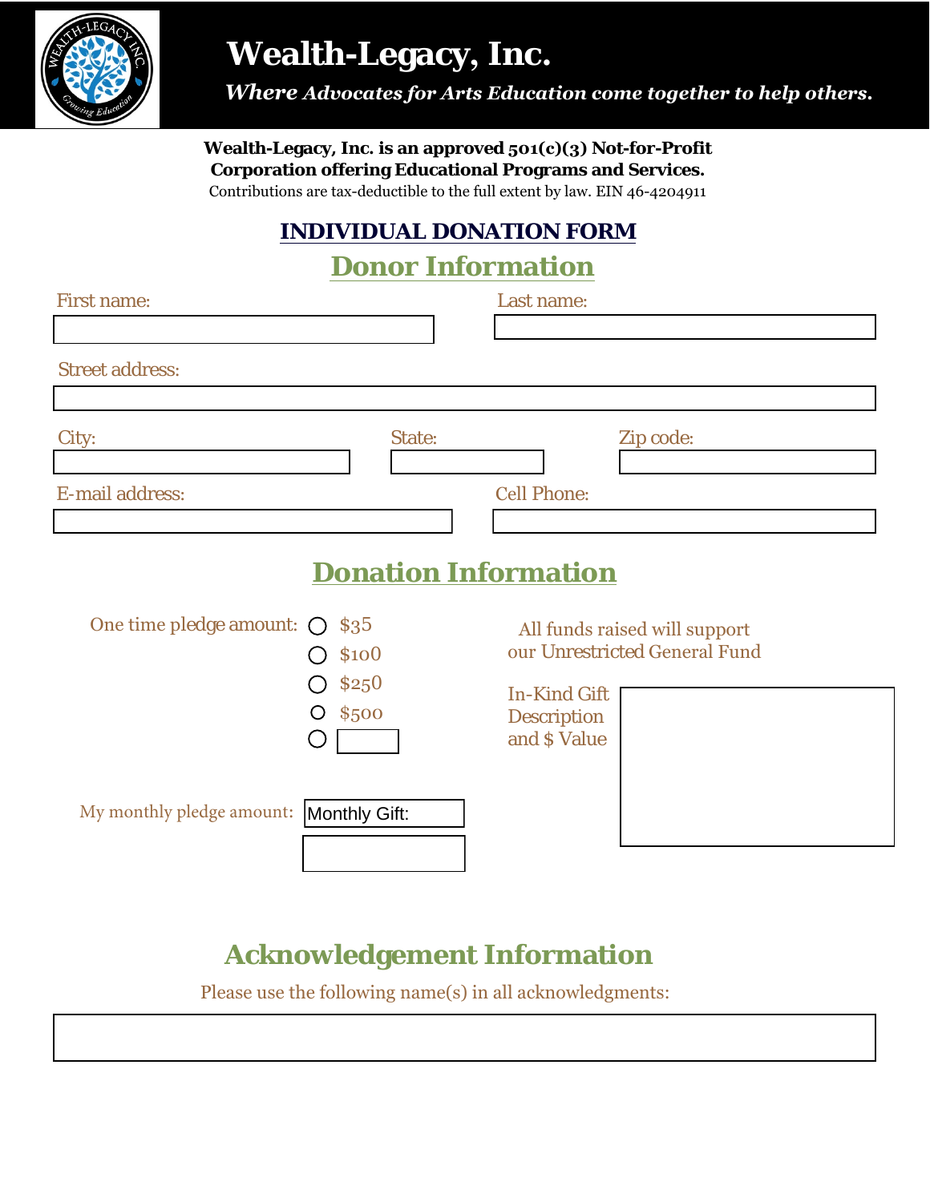# Wealth-Legacy, Inc.

***Where Advocates for Arts Education come together to help others.***

**Wealth-Legacy, Inc. is an approved 501(c)(3) Not-for-Profit Corporation offering Educational Programs and Services.**

Contributions are tax-deductible to the full extent by law. EIN 46-4204911

## INDIVIDUAL DONATION FORM

## Donor Information

First name: ____________________ Last name: ____________________

Street address: ________________________________________

City: ____________________ State: __________ Zip code: ____________________

E-mail address: ____________________ Cell Phone: ____________________

## Donation Information

One time pledge amount:
- ○ $35
- ○ $100
- ○ $250
- ○ $500
- ○ ______

All funds raised will support our Unrestricted General Fund

In-Kind Gift Description and $ Value: ____________________

My monthly pledge amount: Monthly Gift: ____________________

## Acknowledgement Information

Please use the following name(s) in all acknowledgments:

________________________________________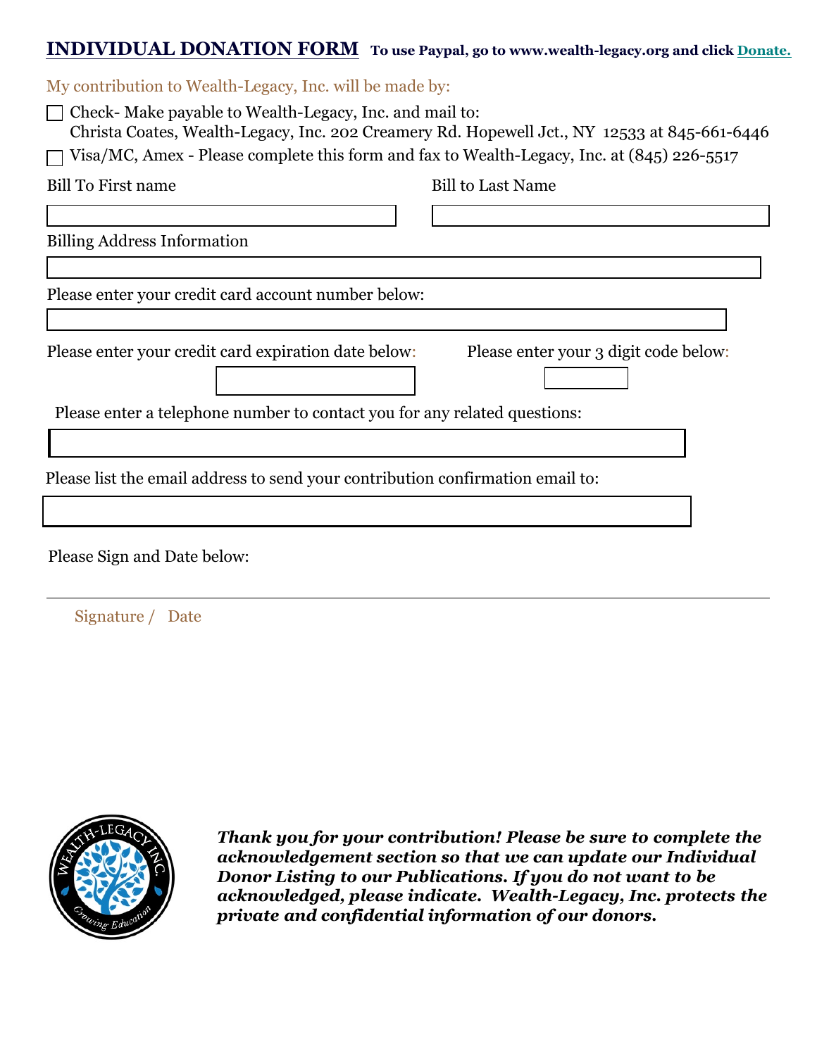## INDIVIDUAL DONATION FORM

**To use Paypal, go to www.wealth-legacy.org and click Donate.**

My contribution to Wealth-Legacy, Inc. will be made by:

☐ Check- Make payable to Wealth-Legacy, Inc. and mail to:
Christa Coates, Wealth-Legacy, Inc. 202 Creamery Rd. Hopewell Jct., NY 12533 at 845-661-6446

☐ Visa/MC, Amex - Please complete this form and fax to Wealth-Legacy, Inc. at (845) 226-5517

Bill To First name

Bill to Last Name

Billing Address Information

Please enter your credit card account number below:

Please enter your credit card expiration date below:

Please enter your 3 digit code below:

Please enter a telephone number to contact you for any related questions:

Please list the email address to send your contribution confirmation email to:

Please Sign and Date below:

Signature / Date

***Thank you for your contribution! Please be sure to complete the acknowledgement section so that we can update our Individual Donor Listing to our Publications. If you do not want to be acknowledged, please indicate. Wealth-Legacy, Inc. protects the private and confidential information of our donors.***